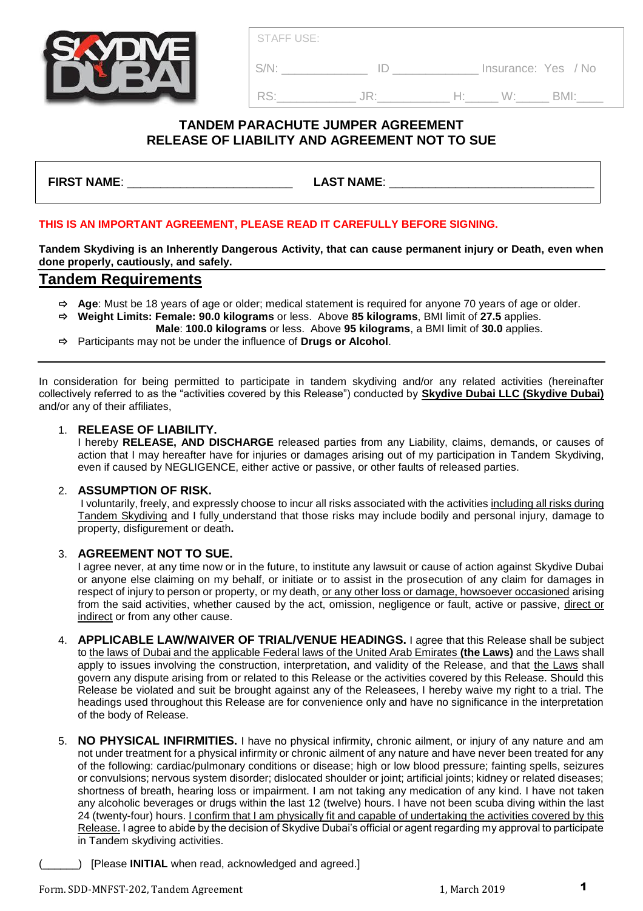STAFF USE:

S/N: _____________ ID _____________ Insurance: Yes / No

RS:____________ JR:___________ H:_____ W:_____ BMI:____

## TANDEM PARACHUTE JUMPER AGREEMENT
## RELEASE OF LIABILITY AND AGREEMENT NOT TO SUE

**FIRST NAME**: _________________________ **LAST NAME**: _______________________________

**THIS IS AN IMPORTANT AGREEMENT, PLEASE READ IT CAREFULLY BEFORE SIGNING.**

**Tandem Skydiving is an Inherently Dangerous Activity, that can cause permanent injury or Death, even when done properly, cautiously, and safely.**

## Tandem Requirements

- **Age**: Must be 18 years of age or older; medical statement is required for anyone 70 years of age or older.
- **Weight Limits: Female: 90.0 kilograms** or less. Above **85 kilograms**, BMI limit of **27.5** applies.
  **Male**: **100.0 kilograms** or less. Above **95 kilograms**, a BMI limit of **30.0** applies.
- Participants may not be under the influence of **Drugs or Alcohol**.

In consideration for being permitted to participate in tandem skydiving and/or any related activities (hereinafter collectively referred to as the "activities covered by this Release") conducted by **Skydive Dubai LLC (Skydive Dubai)** and/or any of their affiliates,

1. **RELEASE OF LIABILITY.**
   I hereby **RELEASE, AND DISCHARGE** released parties from any Liability, claims, demands, or causes of action that I may hereafter have for injuries or damages arising out of my participation in Tandem Skydiving, even if caused by NEGLIGENCE, either active or passive, or other faults of released parties.

2. **ASSUMPTION OF RISK.**
   I voluntarily, freely, and expressly choose to incur all risks associated with the activities including all risks during Tandem Skydiving and I fully understand that those risks may include bodily and personal injury, damage to property, disfigurement or death**.**

3. **AGREEMENT NOT TO SUE.**
   I agree never, at any time now or in the future, to institute any lawsuit or cause of action against Skydive Dubai or anyone else claiming on my behalf, or initiate or to assist in the prosecution of any claim for damages in respect of injury to person or property, or my death, or any other loss or damage, howsoever occasioned arising from the said activities, whether caused by the act, omission, negligence or fault, active or passive, direct or indirect or from any other cause.

4. **APPLICABLE LAW/WAIVER OF TRIAL/VENUE HEADINGS.** I agree that this Release shall be subject to the laws of Dubai and the applicable Federal laws of the United Arab Emirates **(the Laws)** and the Laws shall apply to issues involving the construction, interpretation, and validity of the Release, and that the Laws shall govern any dispute arising from or related to this Release or the activities covered by this Release. Should this Release be violated and suit be brought against any of the Releasees, I hereby waive my right to a trial. The headings used throughout this Release are for convenience only and have no significance in the interpretation of the body of Release.

5. **NO PHYSICAL INFIRMITIES.** I have no physical infirmity, chronic ailment, or injury of any nature and am not under treatment for a physical infirmity or chronic ailment of any nature and have never been treated for any of the following: cardiac/pulmonary conditions or disease; high or low blood pressure; fainting spells, seizures or convulsions; nervous system disorder; dislocated shoulder or joint; artificial joints; kidney or related diseases; shortness of breath, hearing loss or impairment. I am not taking any medication of any kind. I have not taken any alcoholic beverages or drugs within the last 12 (twelve) hours. I have not been scuba diving within the last 24 (twenty-four) hours. I confirm that I am physically fit and capable of undertaking the activities covered by this Release. I agree to abide by the decision of Skydive Dubai's official or agent regarding my approval to participate in Tandem skydiving activities.

(______) [Please **INITIAL** when read, acknowledged and agreed.]

Form. SDD-MNFST-202, Tandem Agreement 1, March 2019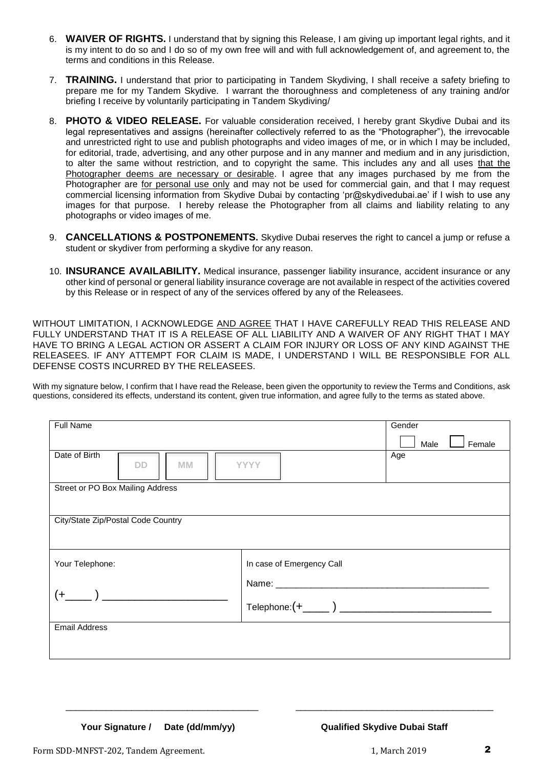6. **WAIVER OF RIGHTS.** I understand that by signing this Release, I am giving up important legal rights, and it is my intent to do so and I do so of my own free will and with full acknowledgement of, and agreement to, the terms and conditions in this Release.

7. **TRAINING.** I understand that prior to participating in Tandem Skydiving, I shall receive a safety briefing to prepare me for my Tandem Skydive. I warrant the thoroughness and completeness of any training and/or briefing I receive by voluntarily participating in Tandem Skydiving/

8. **PHOTO & VIDEO RELEASE.** For valuable consideration received, I hereby grant Skydive Dubai and its legal representatives and assigns (hereinafter collectively referred to as the "Photographer"), the irrevocable and unrestricted right to use and publish photographs and video images of me, or in which I may be included, for editorial, trade, advertising, and any other purpose and in any manner and medium and in any jurisdiction, to alter the same without restriction, and to copyright the same. This includes any and all uses that the Photographer deems are necessary or desirable. I agree that any images purchased by me from the Photographer are for personal use only and may not be used for commercial gain, and that I may request commercial licensing information from Skydive Dubai by contacting 'pr@skydivedubai.ae' if I wish to use any images for that purpose. I hereby release the Photographer from all claims and liability relating to any photographs or video images of me.

9. **CANCELLATIONS & POSTPONEMENTS.** Skydive Dubai reserves the right to cancel a jump or refuse a student or skydiver from performing a skydive for any reason.

10. **INSURANCE AVAILABILITY.** Medical insurance, passenger liability insurance, accident insurance or any other kind of personal or general liability insurance coverage are not available in respect of the activities covered by this Release or in respect of any of the services offered by any of the Releasees.

WITHOUT LIMITATION, I ACKNOWLEDGE AND AGREE THAT I HAVE CAREFULLY READ THIS RELEASE AND FULLY UNDERSTAND THAT IT IS A RELEASE OF ALL LIABILITY AND A WAIVER OF ANY RIGHT THAT I MAY HAVE TO BRING A LEGAL ACTION OR ASSERT A CLAIM FOR INJURY OR LOSS OF ANY KIND AGAINST THE RELEASEES. IF ANY ATTEMPT FOR CLAIM IS MADE, I UNDERSTAND I WILL BE RESPONSIBLE FOR ALL DEFENSE COSTS INCURRED BY THE RELEASEES.

With my signature below, I confirm that I have read the Release, been given the opportunity to review the Terms and Conditions, ask questions, considered its effects, understand its content, given true information, and agree fully to the terms as stated above.

| | |
|---|---|
| Full Name | Gender<br>☐ Male ☐ Female |
| Date of Birth DD MM YYYY | Age |
| Street or PO Box Mailing Address | |
| City/State Zip/Postal Code Country | |
| Your Telephone:<br>(+____ ) ____________________ | In case of Emergency Call<br>Name: ________________________________________<br>Telephone:(+____ ) _________________________ |
| Email Address | |

___________________________________ ___________________________________

**Your Signature / Date (dd/mm/yy)** **Qualified Skydive Dubai Staff**

Form SDD-MNFST-202, Tandem Agreement. 1, March 2019